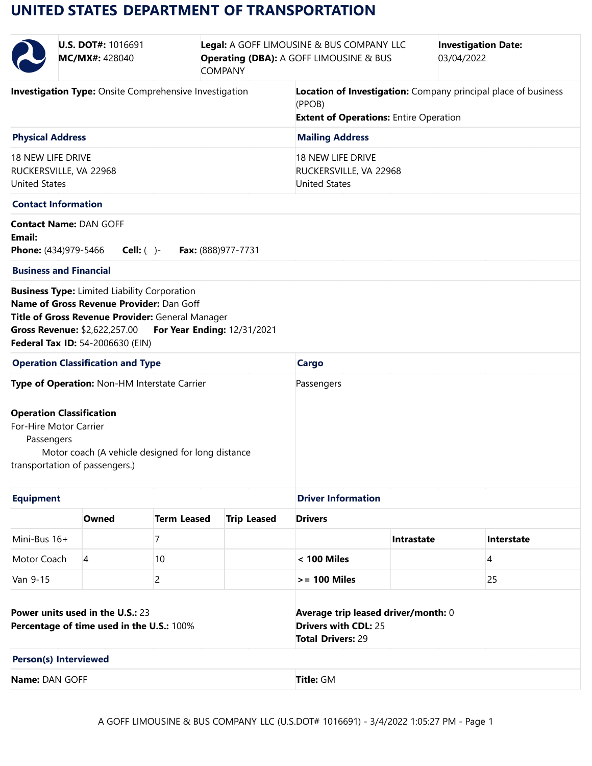# UNITED STATES DEPARTMENT OF TRANSPORTATION

| | | |
|---|---|---|
| **U.S. DOT#:** 1016691<br>**MC/MX#:** 428040 | **Legal:** A GOFF LIMOUSINE & BUS COMPANY LLC<br>**Operating (DBA):** A GOFF LIMOUSINE & BUS COMPANY | **Investigation Date:** 03/04/2022 |

**Investigation Type:** Onsite Comprehensive Investigation

**Location of Investigation:** Company principal place of business (PPOB)
**Extent of Operations:** Entire Operation

| Physical Address | Mailing Address |
|---|---|
| 18 NEW LIFE DRIVE<br>RUCKERSVILLE, VA 22968<br>United States | 18 NEW LIFE DRIVE<br>RUCKERSVILLE, VA 22968<br>United States |

## Contact Information

**Contact Name:** DAN GOFF
**Email:**
**Phone:** (434)979-5466 **Cell:** ( )- **Fax:** (888)977-7731

## Business and Financial

**Business Type:** Limited Liability Corporation
**Name of Gross Revenue Provider:** Dan Goff
**Title of Gross Revenue Provider:** General Manager
**Gross Revenue:** $2,622,257.00 **For Year Ending:** 12/31/2021
**Federal Tax ID:** 54-2006630 (EIN)

## Operation Classification and Type

**Type of Operation:** Non-HM Interstate Carrier

**Operation Classification**
For-Hire Motor Carrier
Passengers
Motor coach (A vehicle designed for long distance transportation of passengers.)

## Cargo

Passengers

## Equipment

| | Owned | Term Leased | Trip Leased |
|---|---|---|---|
| Mini-Bus 16+ | | 7 | |
| Motor Coach | 4 | 10 | |
| Van 9-15 | | 2 | |

**Power units used in the U.S.:** 23
**Percentage of time used in the U.S.:** 100%

## Driver Information

| Drivers | Intrastate | Interstate |
|---|---|---|
| **< 100 Miles** | | 4 |
| **>= 100 Miles** | | 25 |

**Average trip leased driver/month:** 0
**Drivers with CDL:** 25
**Total Drivers:** 29

## Person(s) Interviewed

**Name:** DAN GOFF **Title:** GM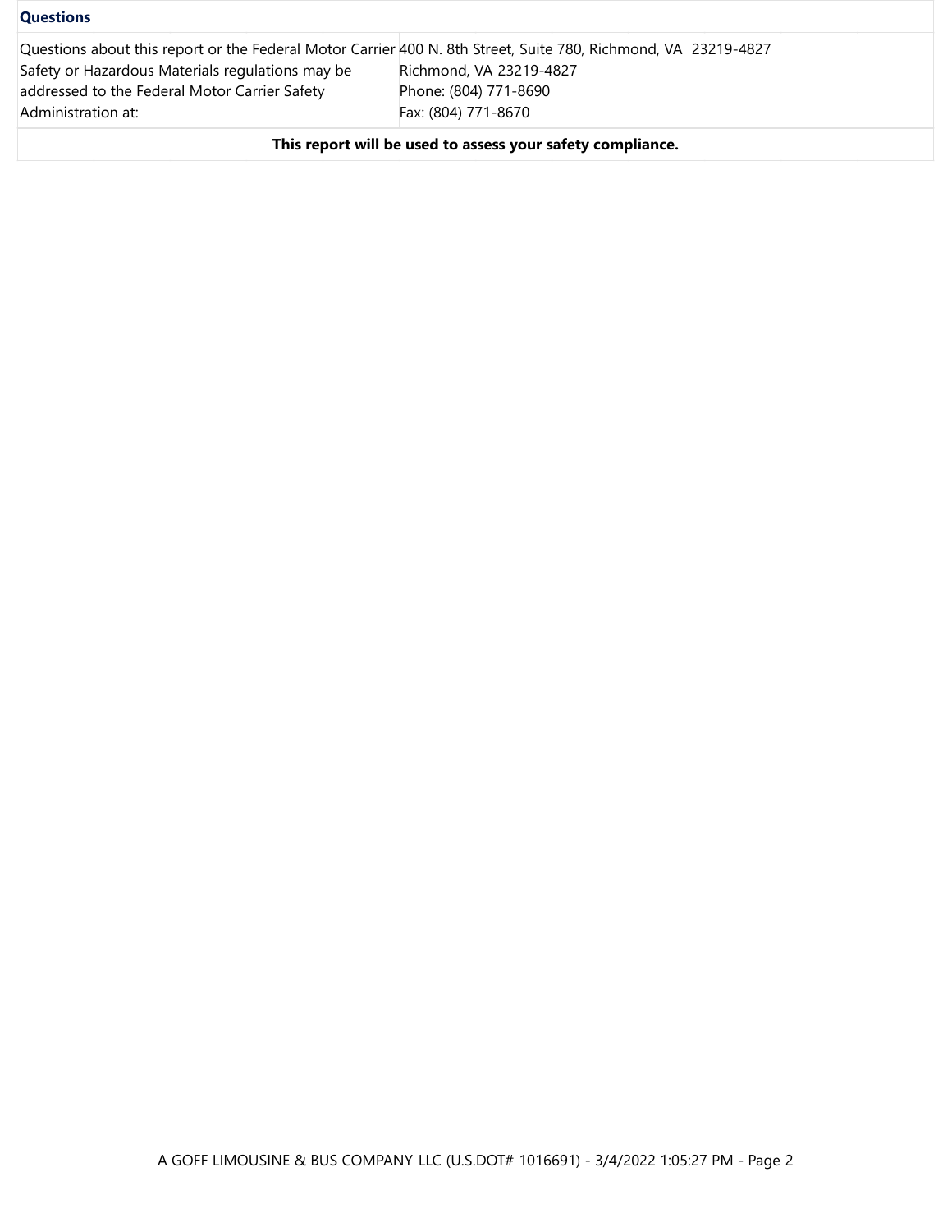## Questions

| | |
|---|---|
| Questions about this report or the Federal Motor Carrier Safety or Hazardous Materials regulations may be addressed to the Federal Motor Carrier Safety Administration at: | 400 N. 8th Street, Suite 780, Richmond, VA 23219-4827<br>Richmond, VA 23219-4827<br>Phone: (804) 771-8690<br>Fax: (804) 771-8670 |

**This report will be used to assess your safety compliance.**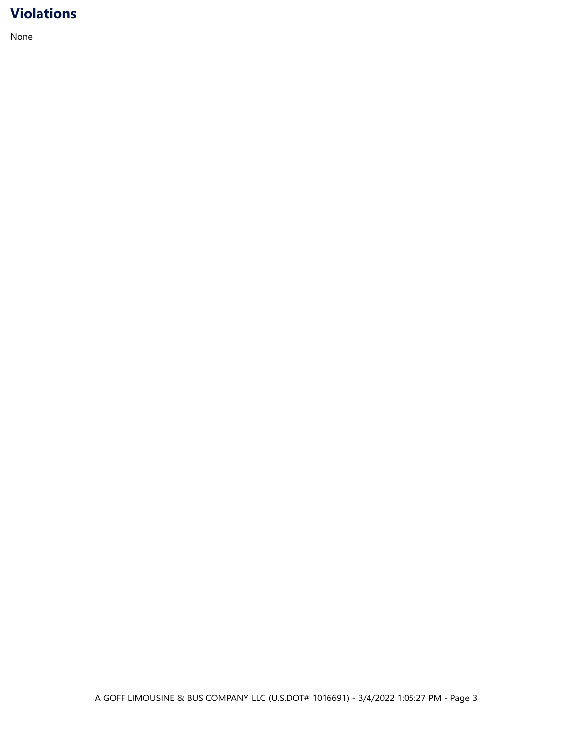## Violations

None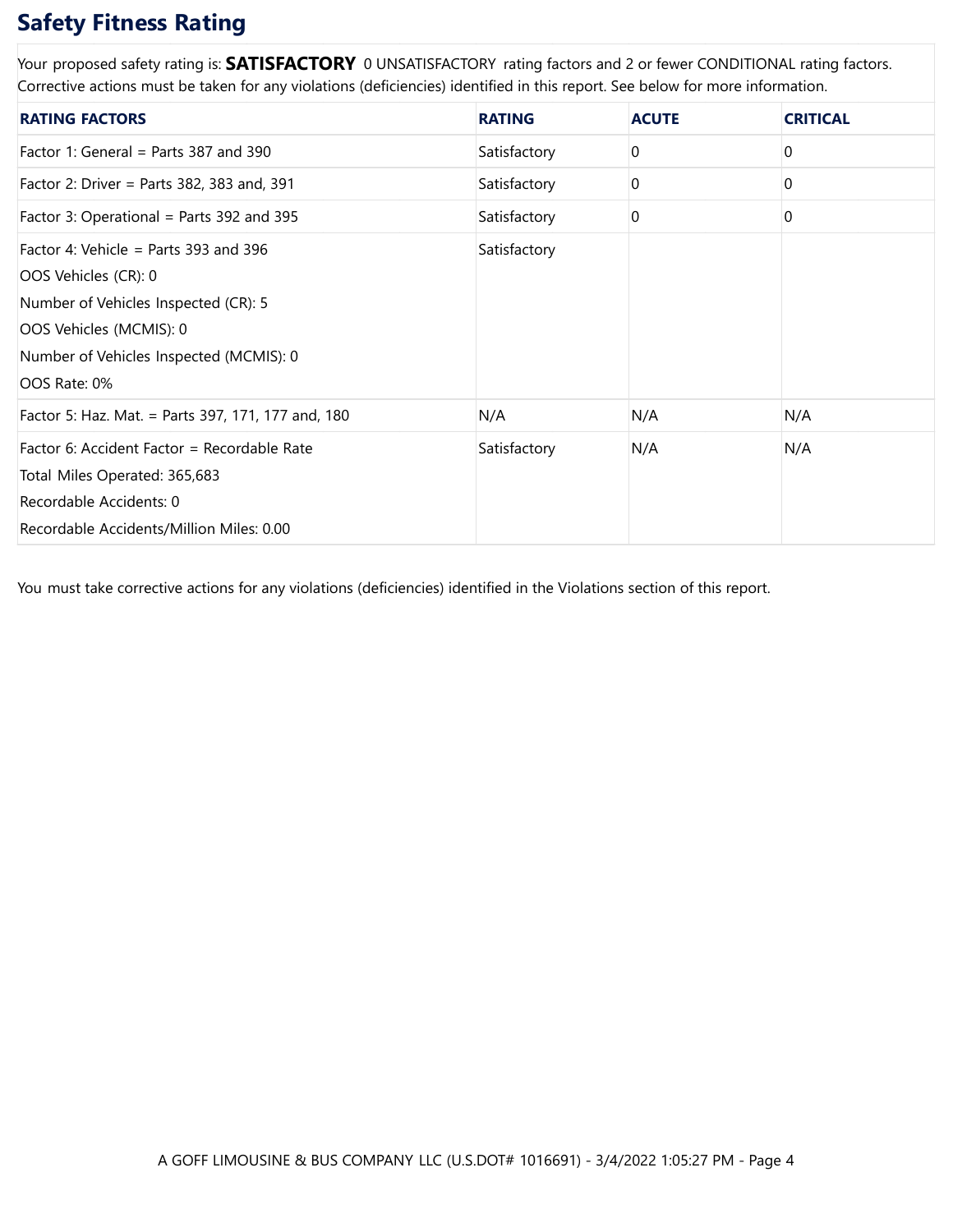# Safety Fitness Rating

Your proposed safety rating is: **SATISFACTORY** 0 UNSATISFACTORY rating factors and 2 or fewer CONDITIONAL rating factors. Corrective actions must be taken for any violations (deficiencies) identified in this report. See below for more information.

| RATING FACTORS | RATING | ACUTE | CRITICAL |
|---|---|---|---|
| Factor 1: General = Parts 387 and 390 | Satisfactory | 0 | 0 |
| Factor 2: Driver = Parts 382, 383 and, 391 | Satisfactory | 0 | 0 |
| Factor 3: Operational = Parts 392 and 395 | Satisfactory | 0 | 0 |
| Factor 4: Vehicle = Parts 393 and 396<br>OOS Vehicles (CR): 0<br>Number of Vehicles Inspected (CR): 5<br>OOS Vehicles (MCMIS): 0<br>Number of Vehicles Inspected (MCMIS): 0<br>OOS Rate: 0% | Satisfactory | | |
| Factor 5: Haz. Mat. = Parts 397, 171, 177 and, 180 | N/A | N/A | N/A |
| Factor 6: Accident Factor = Recordable Rate<br>Total Miles Operated: 365,683<br>Recordable Accidents: 0<br>Recordable Accidents/Million Miles: 0.00 | Satisfactory | N/A | N/A |

You must take corrective actions for any violations (deficiencies) identified in the Violations section of this report.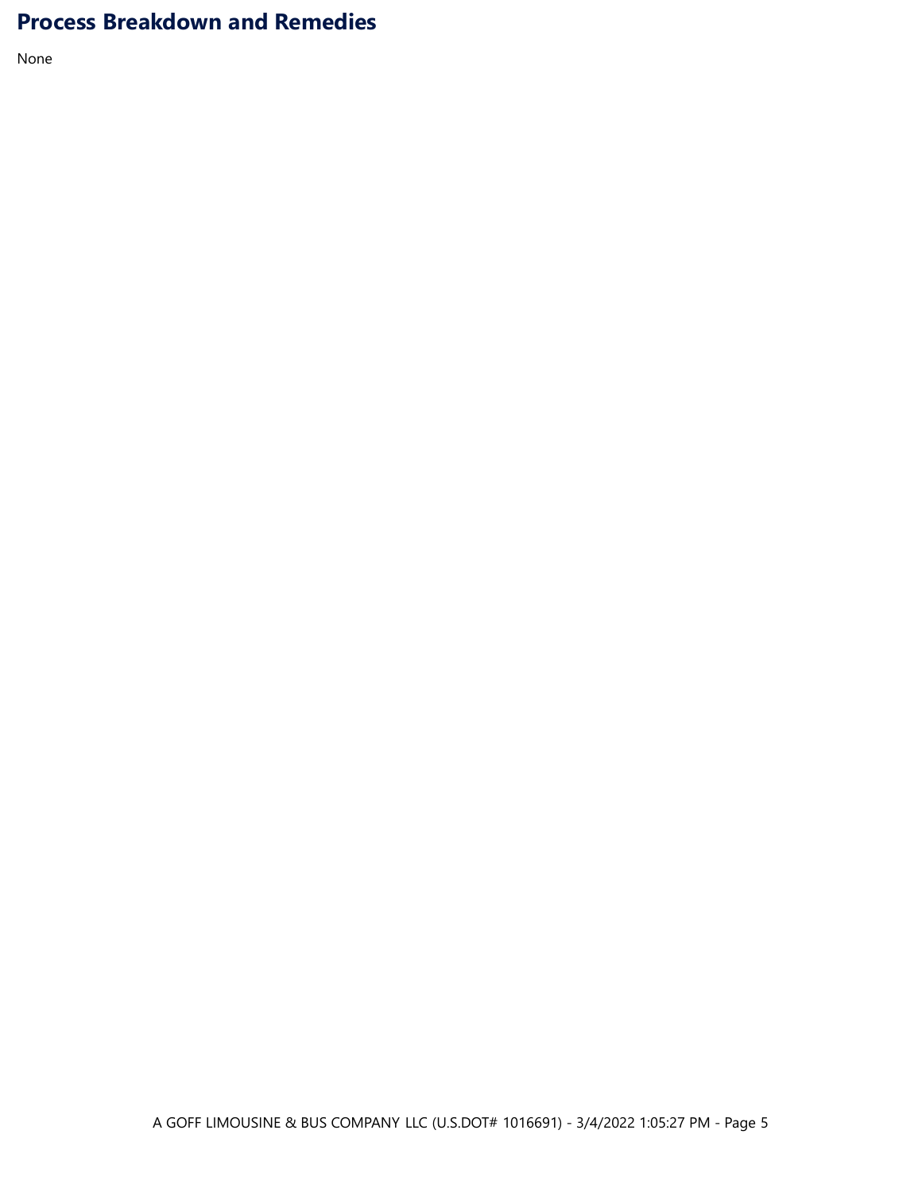# Process Breakdown and Remedies

None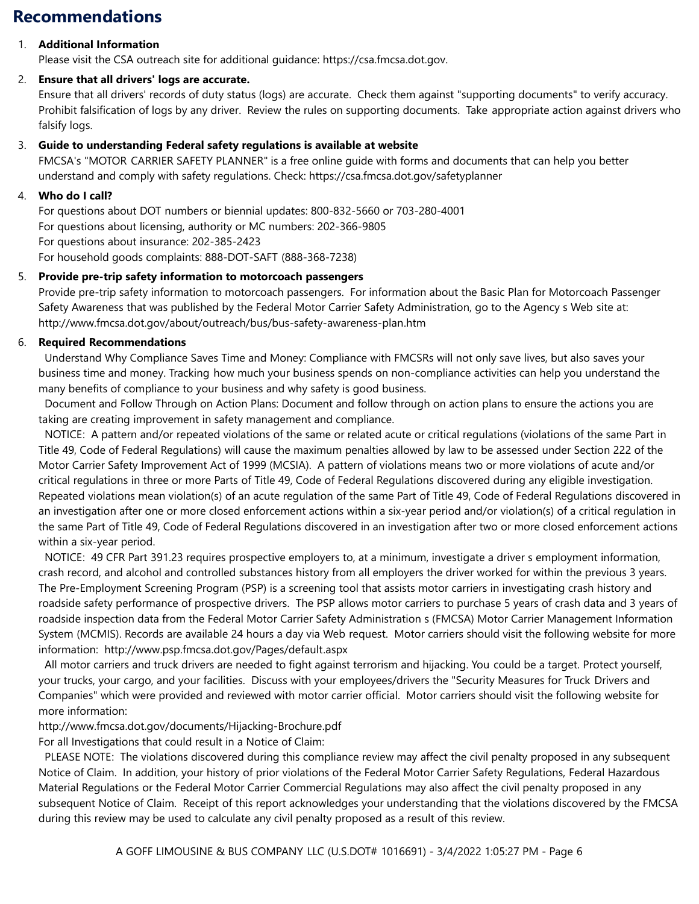# Recommendations

1. **Additional Information**
   Please visit the CSA outreach site for additional guidance: https://csa.fmcsa.dot.gov.

2. **Ensure that all drivers' logs are accurate.**
   Ensure that all drivers' records of duty status (logs) are accurate. Check them against "supporting documents" to verify accuracy. Prohibit falsification of logs by any driver. Review the rules on supporting documents. Take appropriate action against drivers who falsify logs.

3. **Guide to understanding Federal safety regulations is available at website**
   FMCSA's "MOTOR CARRIER SAFETY PLANNER" is a free online guide with forms and documents that can help you better understand and comply with safety regulations. Check: https://csa.fmcsa.dot.gov/safetyplanner

4. **Who do I call?**
   For questions about DOT numbers or biennial updates: 800-832-5660 or 703-280-4001
   For questions about licensing, authority or MC numbers: 202-366-9805
   For questions about insurance: 202-385-2423
   For household goods complaints: 888-DOT-SAFT (888-368-7238)

5. **Provide pre-trip safety information to motorcoach passengers**
   Provide pre-trip safety information to motorcoach passengers. For information about the Basic Plan for Motorcoach Passenger Safety Awareness that was published by the Federal Motor Carrier Safety Administration, go to the Agency s Web site at: http://www.fmcsa.dot.gov/about/outreach/bus/bus-safety-awareness-plan.htm

6. **Required Recommendations**
   Understand Why Compliance Saves Time and Money: Compliance with FMCSRs will not only save lives, but also saves your business time and money. Tracking how much your business spends on non-compliance activities can help you understand the many benefits of compliance to your business and why safety is good business.

   Document and Follow Through on Action Plans: Document and follow through on action plans to ensure the actions you are taking are creating improvement in safety management and compliance.

   NOTICE: A pattern and/or repeated violations of the same or related acute or critical regulations (violations of the same Part in Title 49, Code of Federal Regulations) will cause the maximum penalties allowed by law to be assessed under Section 222 of the Motor Carrier Safety Improvement Act of 1999 (MCSIA). A pattern of violations means two or more violations of acute and/or critical regulations in three or more Parts of Title 49, Code of Federal Regulations discovered during any eligible investigation. Repeated violations mean violation(s) of an acute regulation of the same Part of Title 49, Code of Federal Regulations discovered in an investigation after one or more closed enforcement actions within a six-year period and/or violation(s) of a critical regulation in the same Part of Title 49, Code of Federal Regulations discovered in an investigation after two or more closed enforcement actions within a six-year period.

   NOTICE: 49 CFR Part 391.23 requires prospective employers to, at a minimum, investigate a driver s employment information, crash record, and alcohol and controlled substances history from all employers the driver worked for within the previous 3 years. The Pre-Employment Screening Program (PSP) is a screening tool that assists motor carriers in investigating crash history and roadside safety performance of prospective drivers. The PSP allows motor carriers to purchase 5 years of crash data and 3 years of roadside inspection data from the Federal Motor Carrier Safety Administration s (FMCSA) Motor Carrier Management Information System (MCMIS). Records are available 24 hours a day via Web request. Motor carriers should visit the following website for more information: http://www.psp.fmcsa.dot.gov/Pages/default.aspx

   All motor carriers and truck drivers are needed to fight against terrorism and hijacking. You could be a target. Protect yourself, your trucks, your cargo, and your facilities. Discuss with your employees/drivers the "Security Measures for Truck Drivers and Companies" which were provided and reviewed with motor carrier official. Motor carriers should visit the following website for more information:
   http://www.fmcsa.dot.gov/documents/Hijacking-Brochure.pdf
   For all Investigations that could result in a Notice of Claim:

   PLEASE NOTE: The violations discovered during this compliance review may affect the civil penalty proposed in any subsequent Notice of Claim. In addition, your history of prior violations of the Federal Motor Carrier Safety Regulations, Federal Hazardous Material Regulations or the Federal Motor Carrier Commercial Regulations may also affect the civil penalty proposed in any subsequent Notice of Claim. Receipt of this report acknowledges your understanding that the violations discovered by the FMCSA during this review may be used to calculate any civil penalty proposed as a result of this review.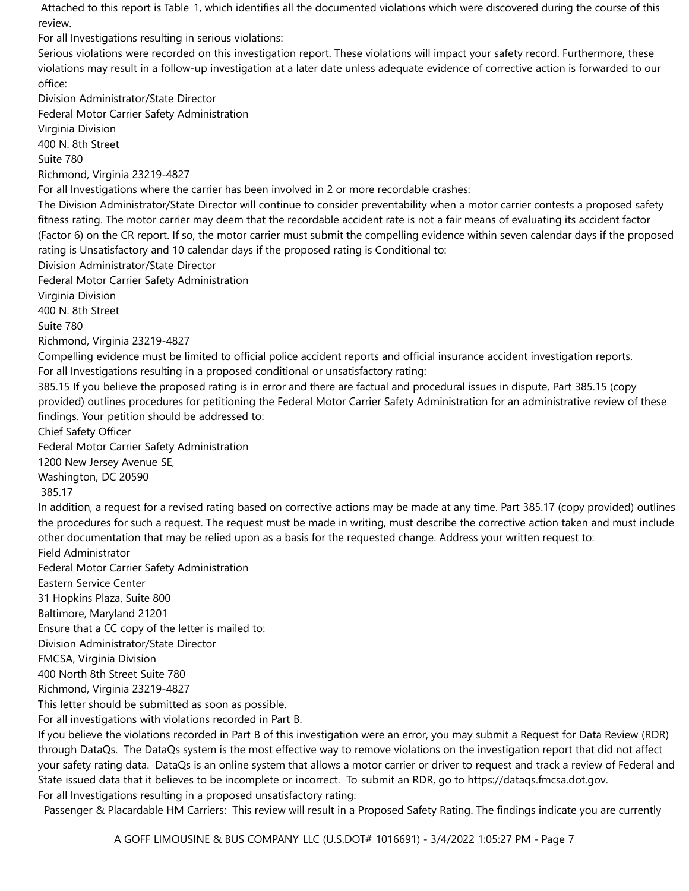Attached to this report is Table 1, which identifies all the documented violations which were discovered during the course of this review.

For all Investigations resulting in serious violations:

Serious violations were recorded on this investigation report. These violations will impact your safety record. Furthermore, these violations may result in a follow-up investigation at a later date unless adequate evidence of corrective action is forwarded to our office:

Division Administrator/State Director
Federal Motor Carrier Safety Administration
Virginia Division
400 N. 8th Street
Suite 780
Richmond, Virginia 23219-4827

For all Investigations where the carrier has been involved in 2 or more recordable crashes:

The Division Administrator/State Director will continue to consider preventability when a motor carrier contests a proposed safety fitness rating. The motor carrier may deem that the recordable accident rate is not a fair means of evaluating its accident factor (Factor 6) on the CR report. If so, the motor carrier must submit the compelling evidence within seven calendar days if the proposed rating is Unsatisfactory and 10 calendar days if the proposed rating is Conditional to:

Division Administrator/State Director
Federal Motor Carrier Safety Administration
Virginia Division
400 N. 8th Street
Suite 780
Richmond, Virginia 23219-4827

Compelling evidence must be limited to official police accident reports and official insurance accident investigation reports.

For all Investigations resulting in a proposed conditional or unsatisfactory rating:

385.15 If you believe the proposed rating is in error and there are factual and procedural issues in dispute, Part 385.15 (copy provided) outlines procedures for petitioning the Federal Motor Carrier Safety Administration for an administrative review of these findings. Your petition should be addressed to:

Chief Safety Officer
Federal Motor Carrier Safety Administration
1200 New Jersey Avenue SE,
Washington, DC 20590

385.17

In addition, a request for a revised rating based on corrective actions may be made at any time. Part 385.17 (copy provided) outlines the procedures for such a request. The request must be made in writing, must describe the corrective action taken and must include other documentation that may be relied upon as a basis for the requested change. Address your written request to:

Field Administrator
Federal Motor Carrier Safety Administration
Eastern Service Center
31 Hopkins Plaza, Suite 800
Baltimore, Maryland 21201

Ensure that a CC copy of the letter is mailed to:

Division Administrator/State Director
FMCSA, Virginia Division
400 North 8th Street Suite 780
Richmond, Virginia 23219-4827

This letter should be submitted as soon as possible.

For all investigations with violations recorded in Part B.

If you believe the violations recorded in Part B of this investigation were an error, you may submit a Request for Data Review (RDR) through DataQs. The DataQs system is the most effective way to remove violations on the investigation report that did not affect your safety rating data. DataQs is an online system that allows a motor carrier or driver to request and track a review of Federal and State issued data that it believes to be incomplete or incorrect. To submit an RDR, go to https://dataqs.fmcsa.dot.gov.

For all Investigations resulting in a proposed unsatisfactory rating:

Passenger & Placardable HM Carriers: This review will result in a Proposed Safety Rating. The findings indicate you are currently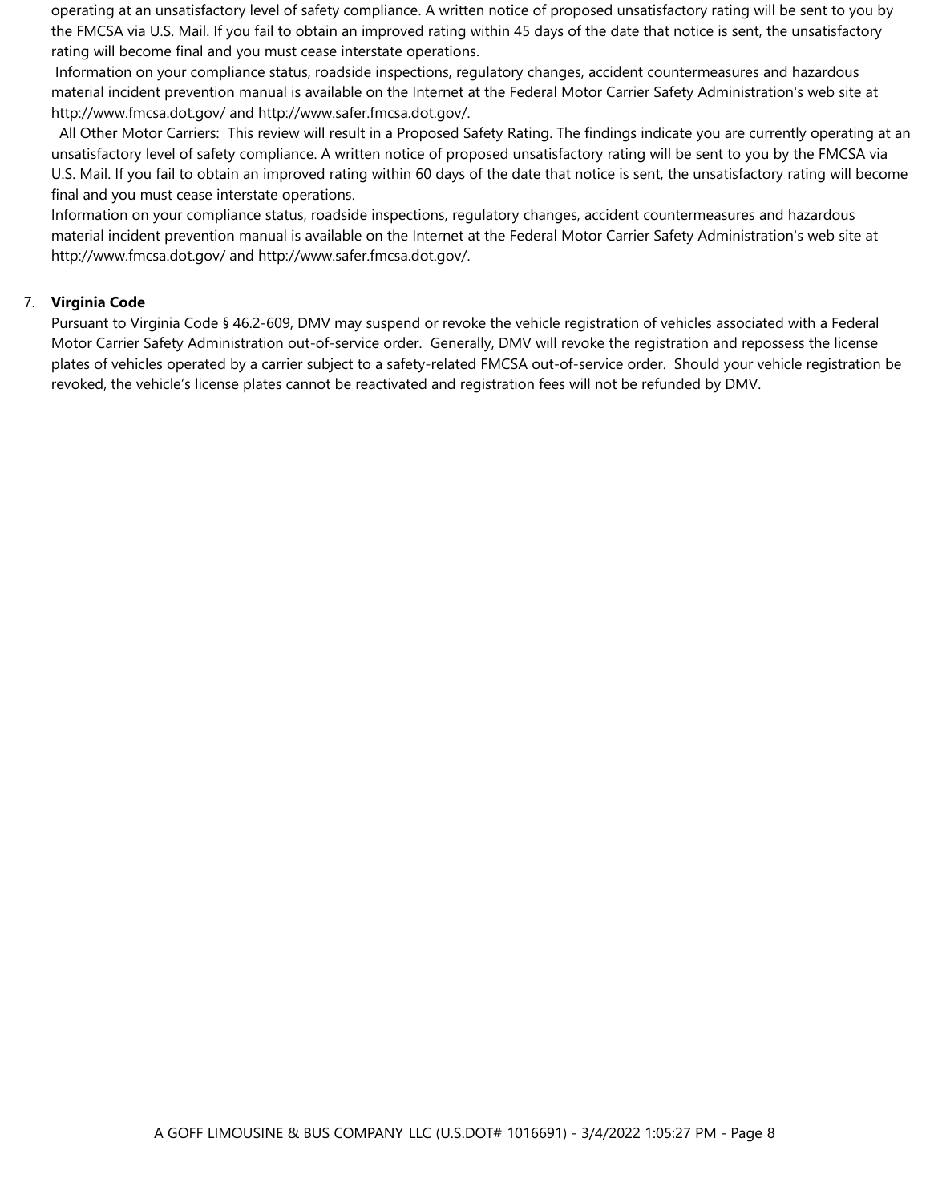operating at an unsatisfactory level of safety compliance. A written notice of proposed unsatisfactory rating will be sent to you by the FMCSA via U.S. Mail. If you fail to obtain an improved rating within 45 days of the date that notice is sent, the unsatisfactory rating will become final and you must cease interstate operations.

Information on your compliance status, roadside inspections, regulatory changes, accident countermeasures and hazardous material incident prevention manual is available on the Internet at the Federal Motor Carrier Safety Administration's web site at http://www.fmcsa.dot.gov/ and http://www.safer.fmcsa.dot.gov/.

All Other Motor Carriers: This review will result in a Proposed Safety Rating. The findings indicate you are currently operating at an unsatisfactory level of safety compliance. A written notice of proposed unsatisfactory rating will be sent to you by the FMCSA via U.S. Mail. If you fail to obtain an improved rating within 60 days of the date that notice is sent, the unsatisfactory rating will become final and you must cease interstate operations.

Information on your compliance status, roadside inspections, regulatory changes, accident countermeasures and hazardous material incident prevention manual is available on the Internet at the Federal Motor Carrier Safety Administration's web site at http://www.fmcsa.dot.gov/ and http://www.safer.fmcsa.dot.gov/.

7. **Virginia Code**

   Pursuant to Virginia Code § 46.2-609, DMV may suspend or revoke the vehicle registration of vehicles associated with a Federal Motor Carrier Safety Administration out-of-service order. Generally, DMV will revoke the registration and repossess the license plates of vehicles operated by a carrier subject to a safety-related FMCSA out-of-service order. Should your vehicle registration be revoked, the vehicle's license plates cannot be reactivated and registration fees will not be refunded by DMV.